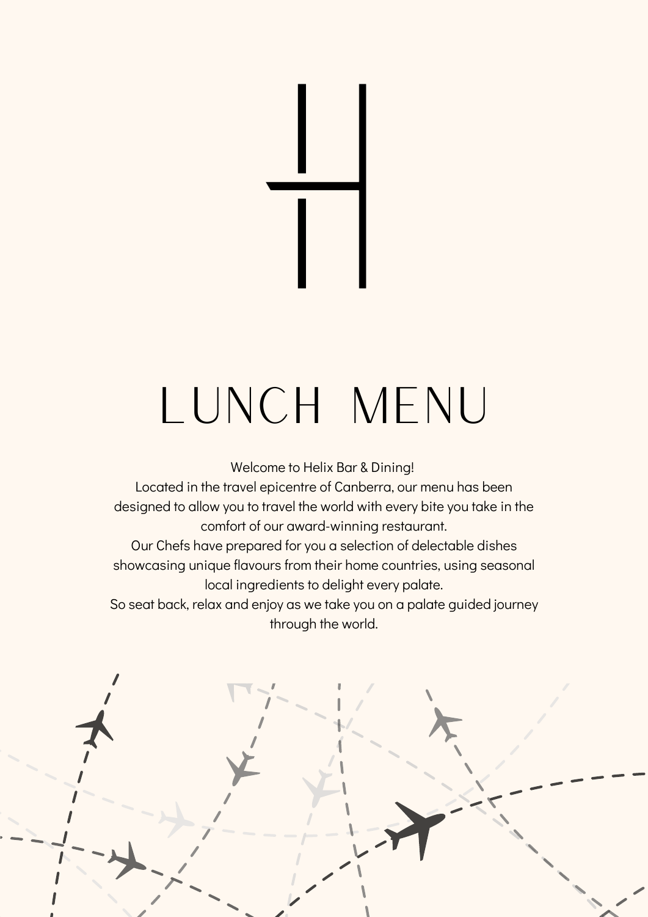# LUNCH MENU

Welcome to Helix Bar & Dining!
Located in the travel epicentre of Canberra, our menu has been designed to allow you to travel the world with every bite you take in the comfort of our award-winning restaurant.
Our Chefs have prepared for you a selection of delectable dishes showcasing unique flavours from their home countries, using seasonal local ingredients to delight every palate.
So seat back, relax and enjoy as we take you on a palate guided journey through the world.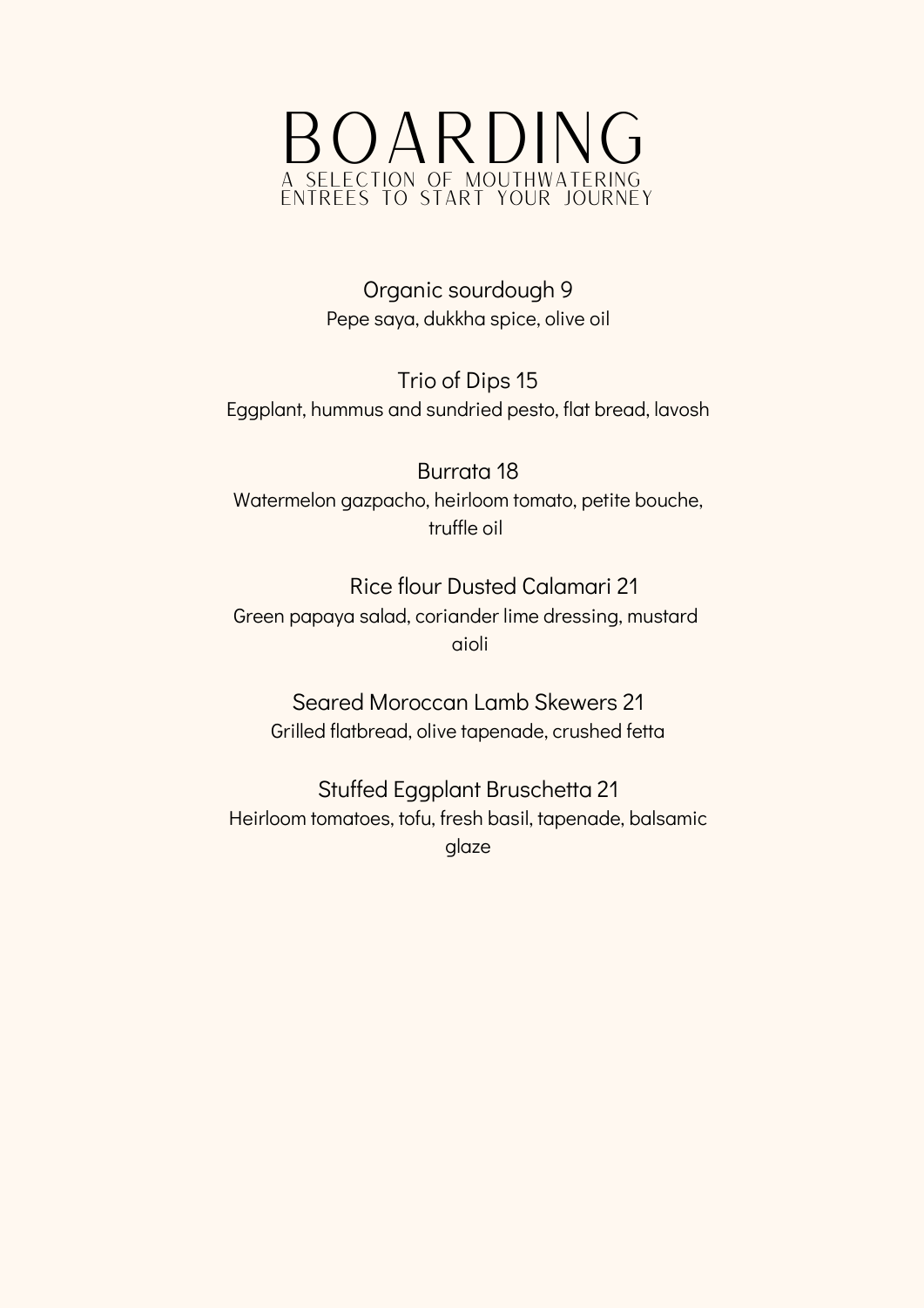# BOARDING

A SELECTION OF MOUTHWATERING ENTREES TO START YOUR JOURNEY

Organic sourdough 9
Pepe saya, dukkha spice, olive oil

Trio of Dips 15
Eggplant, hummus and sundried pesto, flat bread, lavosh

Burrata 18
Watermelon gazpacho, heirloom tomato, petite bouche, truffle oil

Rice flour Dusted Calamari 21
Green papaya salad, coriander lime dressing, mustard aioli

Seared Moroccan Lamb Skewers 21
Grilled flatbread, olive tapenade, crushed fetta

Stuffed Eggplant Bruschetta 21
Heirloom tomatoes, tofu, fresh basil, tapenade, balsamic glaze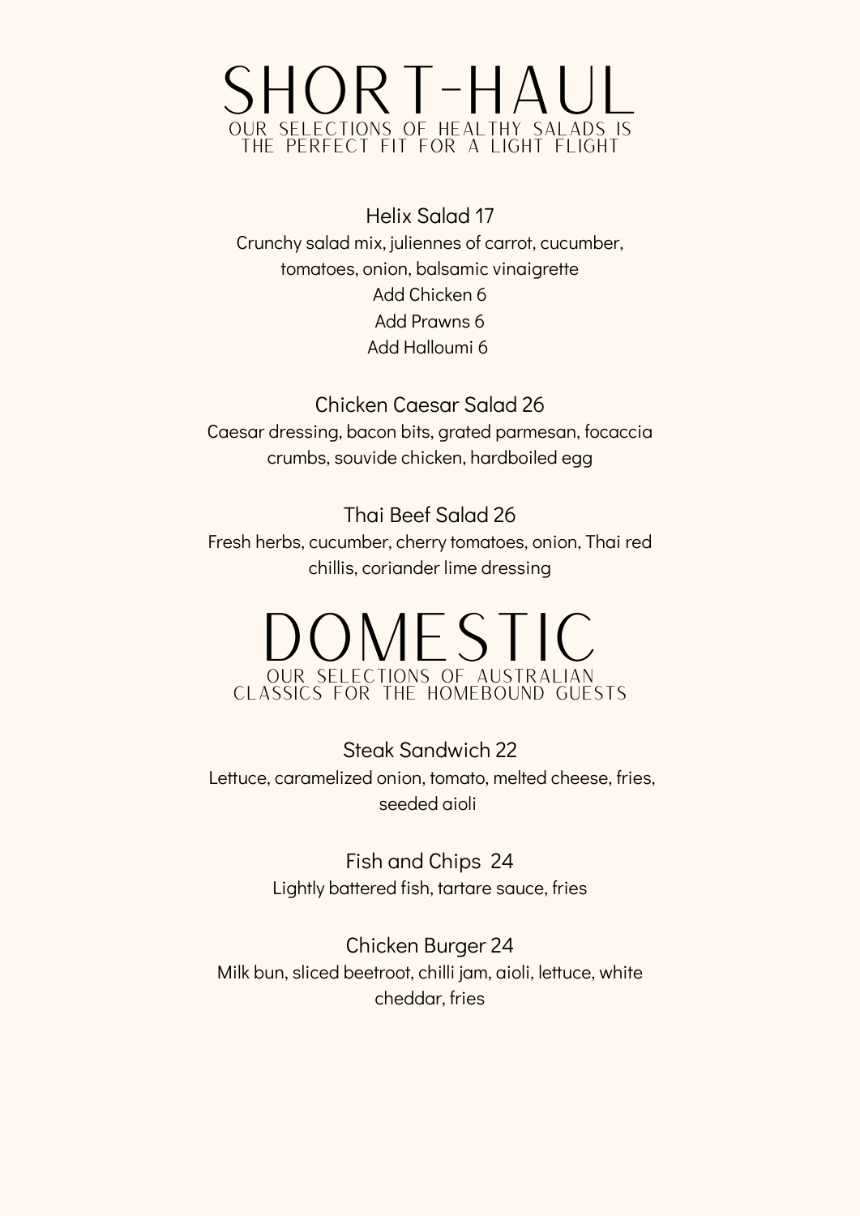# SHORT-HAUL

OUR SELECTIONS OF HEALTHY SALADS IS THE PERFECT FIT FOR A LIGHT FLIGHT

### Helix Salad 17

Crunchy salad mix, juliennes of carrot, cucumber, tomatoes, onion, balsamic vinaigrette

Add Chicken 6

Add Prawns 6

Add Halloumi 6

### Chicken Caesar Salad 26

Caesar dressing, bacon bits, grated parmesan, focaccia crumbs, souvide chicken, hardboiled egg

### Thai Beef Salad 26

Fresh herbs, cucumber, cherry tomatoes, onion, Thai red chillis, coriander lime dressing

# DOMESTIC

OUR SELECTIONS OF AUSTRALIAN CLASSICS FOR THE HOMEBOUND GUESTS

### Steak Sandwich 22

Lettuce, caramelized onion, tomato, melted cheese, fries, seeded aioli

### Fish and Chips 24

Lightly battered fish, tartare sauce, fries

### Chicken Burger 24

Milk bun, sliced beetroot, chilli jam, aioli, lettuce, white cheddar, fries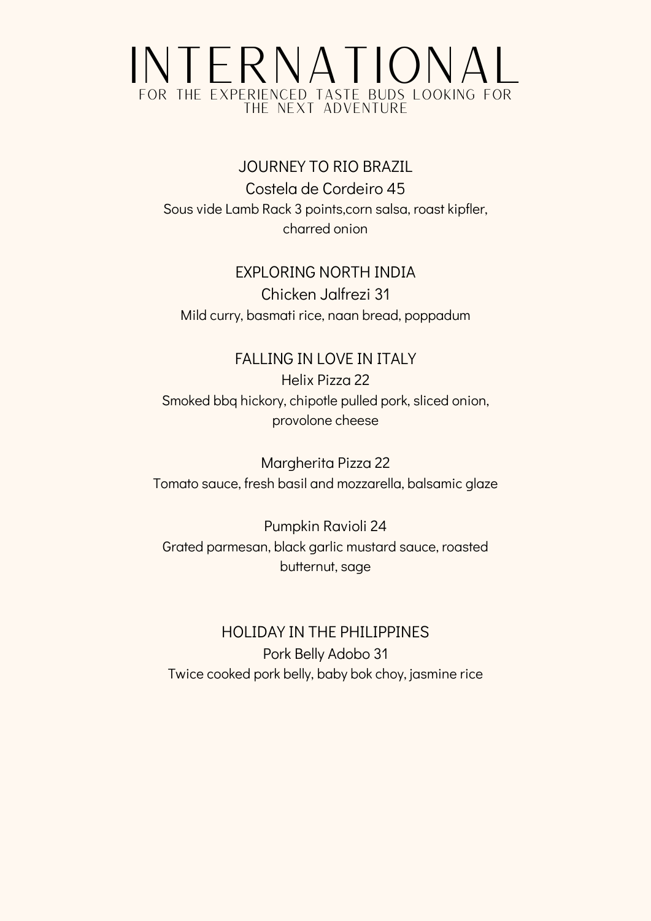# INTERNATIONAL

FOR THE EXPERIENCED TASTE BUDS LOOKING FOR THE NEXT ADVENTURE

## JOURNEY TO RIO BRAZIL

### Costela de Cordeiro 45

Sous vide Lamb Rack 3 points,corn salsa, roast kipfler, charred onion

## EXPLORING NORTH INDIA

### Chicken Jalfrezi 31

Mild curry, basmati rice, naan bread, poppadum

## FALLING IN LOVE IN ITALY

### Helix Pizza 22

Smoked bbq hickory, chipotle pulled pork, sliced onion, provolone cheese

### Margherita Pizza 22

Tomato sauce, fresh basil and mozzarella, balsamic glaze

### Pumpkin Ravioli 24

Grated parmesan, black garlic mustard sauce, roasted butternut, sage

## HOLIDAY IN THE PHILIPPINES

### Pork Belly Adobo 31

Twice cooked pork belly, baby bok choy, jasmine rice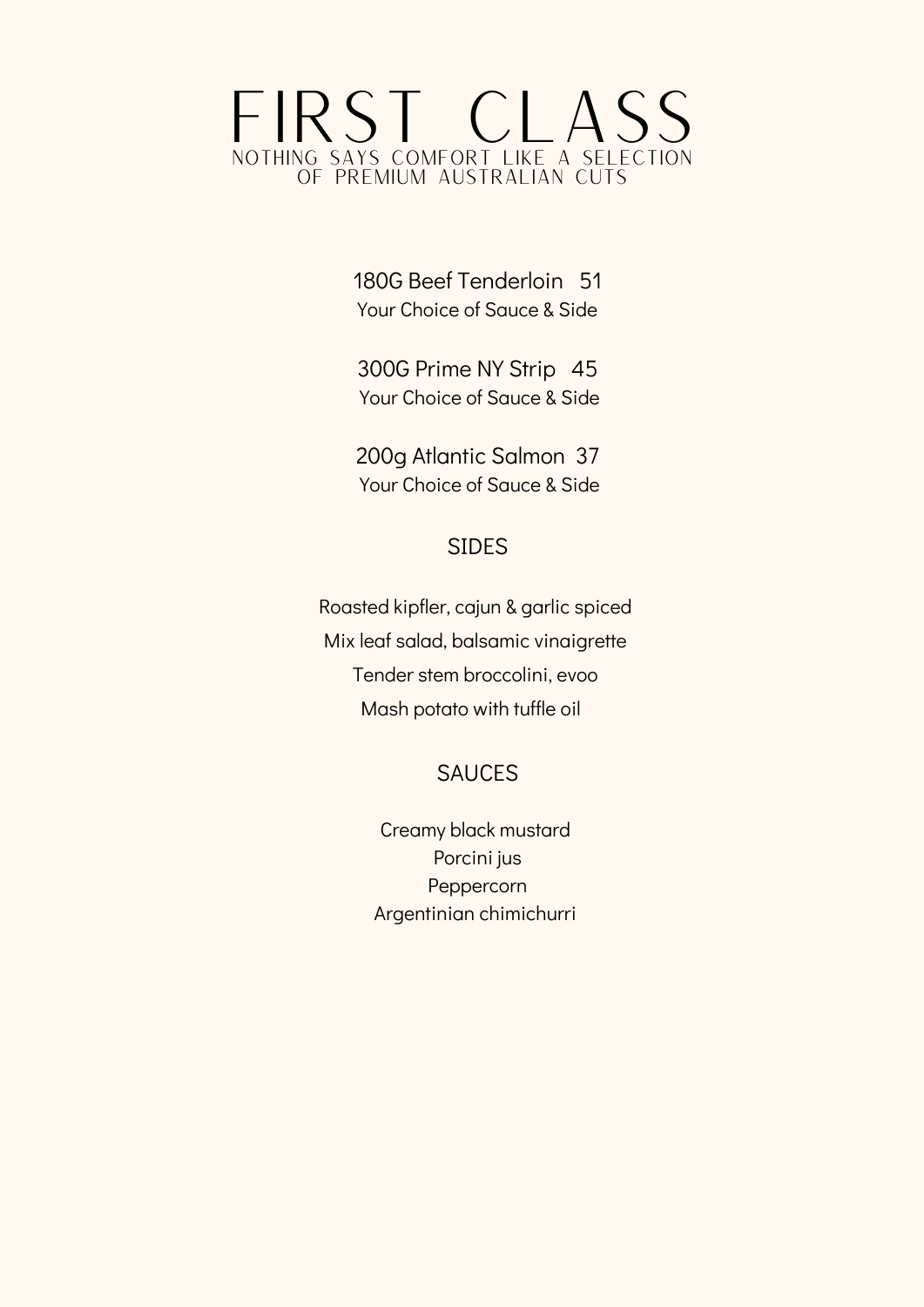# FIRST CLASS

NOTHING SAYS COMFORT LIKE A SELECTION OF PREMIUM AUSTRALIAN CUTS

180G Beef Tenderloin 51
Your Choice of Sauce & Side

300G Prime NY Strip 45
Your Choice of Sauce & Side

200g Atlantic Salmon 37
Your Choice of Sauce & Side

## SIDES

Roasted kipfler, cajun & garlic spiced
Mix leaf salad, balsamic vinaigrette
Tender stem broccolini, evoo
Mash potato with tuffle oil

## SAUCES

Creamy black mustard
Porcini jus
Peppercorn
Argentinian chimichurri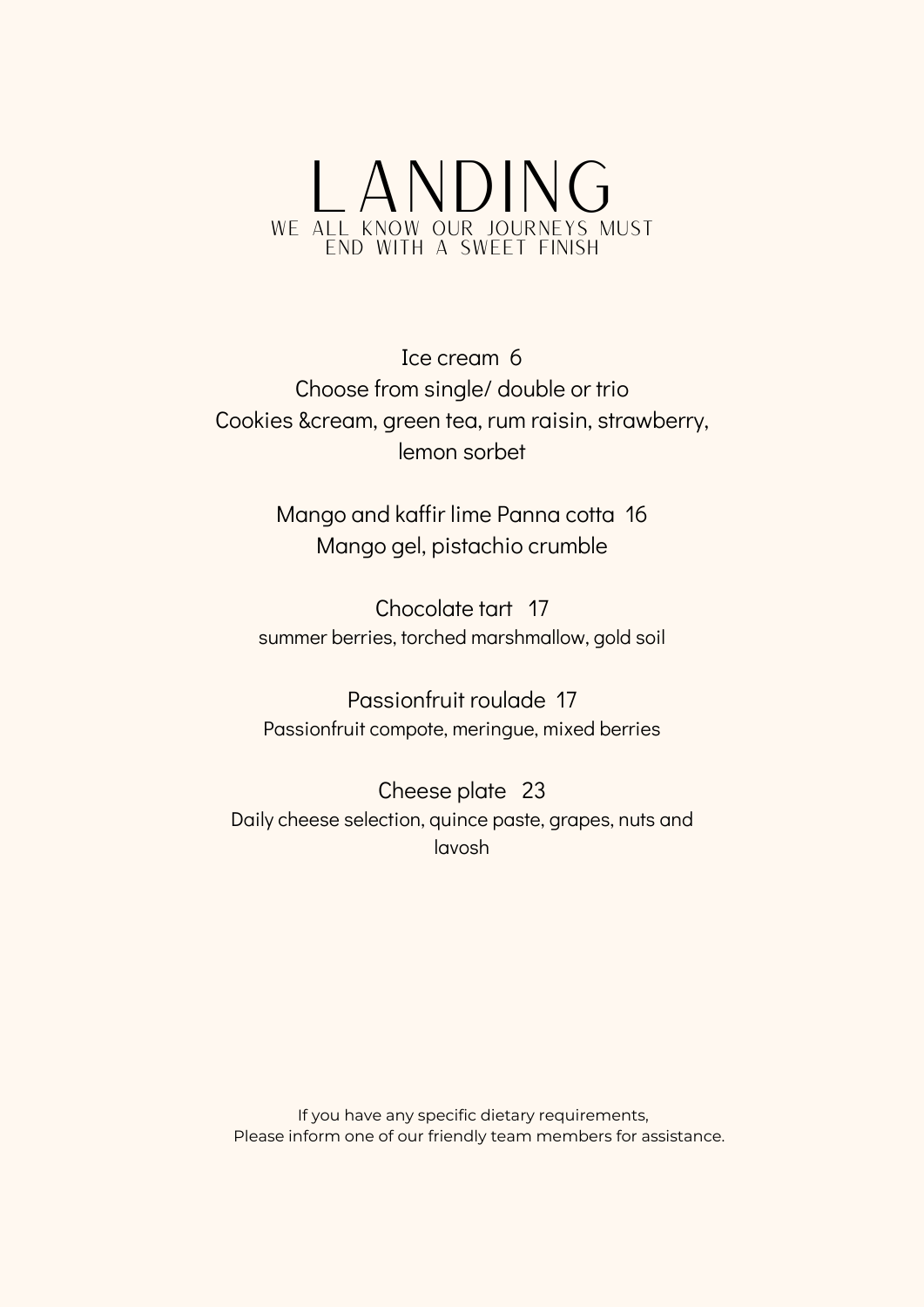# LANDING

WE ALL KNOW OUR JOURNEYS MUST END WITH A SWEET FINISH

Ice cream 6
Choose from single/ double or trio
Cookies &cream, green tea, rum raisin, strawberry, lemon sorbet

Mango and kaffir lime Panna cotta 16
Mango gel, pistachio crumble

Chocolate tart 17
summer berries, torched marshmallow, gold soil

Passionfruit roulade 17
Passionfruit compote, meringue, mixed berries

Cheese plate 23
Daily cheese selection, quince paste, grapes, nuts and lavosh

If you have any specific dietary requirements,
Please inform one of our friendly team members for assistance.